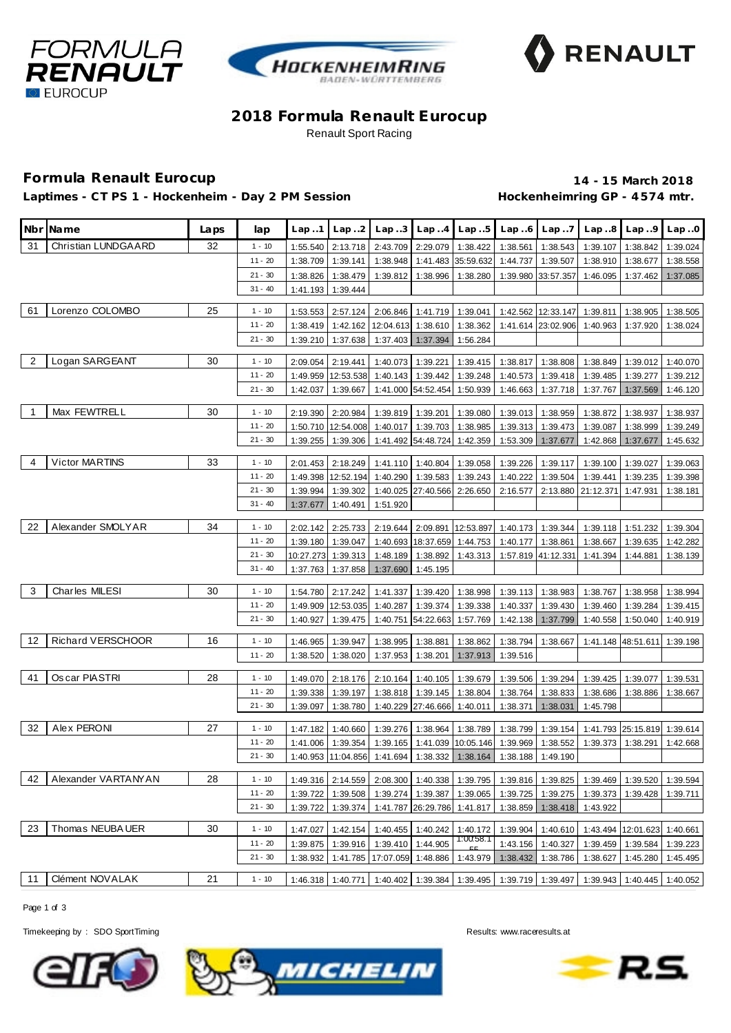# 2018 Formula Renault Eurocup

Renault Sport Racing

## Formula Renault Eurocup

**Laptimes - CT PS 1 - Hockenheim - Day 2 PM Session**

**14 - 15 March 2018**

**Hockenheimring GP - 4574 mtr.**

| Nbr | Name | Laps | lap | Lap..1 | Lap..2 | Lap..3 | Lap..4 | Lap..5 | Lap..6 | Lap..7 | Lap..8 | Lap..9 | Lap..0 |
|---|---|---|---|---|---|---|---|---|---|---|---|---|---|
| 31 | Christian LUNDGAARD | 32 | 1 - 10 | 1:55.540 | 2:13.718 | 2:43.709 | 2:29.079 | 1:38.422 | 1:38.561 | 1:38.543 | 1:39.107 | 1:38.842 | 1:39.024 |
| | | | 11 - 20 | 1:38.709 | 1:39.141 | 1:38.948 | 1:41.483 | 35:59.632 | 1:44.737 | 1:39.507 | 1:38.910 | 1:38.677 | 1:38.558 |
| | | | 21 - 30 | 1:38.826 | 1:38.479 | 1:39.812 | 1:38.996 | 1:38.280 | 1:39.980 | 33:57.357 | 1:46.095 | 1:37.462 | 1:37.085 |
| | | | 31 - 40 | 1:41.193 | 1:39.444 | | | | | | | | |
| 61 | Lorenzo COLOMBO | 25 | 1 - 10 | 1:53.553 | 2:57.124 | 2:06.846 | 1:41.719 | 1:39.041 | 1:42.562 | 12:33.147 | 1:39.811 | 1:38.905 | 1:38.505 |
| | | | 11 - 20 | 1:38.419 | 1:42.162 | 12:04.613 | 1:38.610 | 1:38.362 | 1:41.614 | 23:02.906 | 1:40.963 | 1:37.920 | 1:38.024 |
| | | | 21 - 30 | 1:39.210 | 1:37.638 | 1:37.403 | 1:37.394 | 1:56.284 | | | | | |
| 2 | Logan SARGEANT | 30 | 1 - 10 | 2:09.054 | 2:19.441 | 1:40.073 | 1:39.221 | 1:39.415 | 1:38.817 | 1:38.808 | 1:38.849 | 1:39.012 | 1:40.070 |
| | | | 11 - 20 | 1:49.959 | 12:53.538 | 1:40.143 | 1:39.442 | 1:39.248 | 1:40.573 | 1:39.418 | 1:39.485 | 1:39.277 | 1:39.212 |
| | | | 21 - 30 | 1:42.037 | 1:39.667 | 1:41.000 | 54:52.454 | 1:50.939 | 1:46.663 | 1:37.718 | 1:37.767 | 1:37.569 | 1:46.120 |
| 1 | Max FEWTRELL | 30 | 1 - 10 | 2:19.390 | 2:20.984 | 1:39.819 | 1:39.201 | 1:39.080 | 1:39.013 | 1:38.959 | 1:38.872 | 1:38.937 | 1:38.937 |
| | | | 11 - 20 | 1:50.710 | 12:54.008 | 1:40.017 | 1:39.703 | 1:38.985 | 1:39.313 | 1:39.473 | 1:39.087 | 1:38.999 | 1:39.249 |
| | | | 21 - 30 | 1:39.255 | 1:39.306 | 1:41.492 | 54:48.724 | 1:42.359 | 1:53.309 | 1:37.677 | 1:42.868 | 1:37.677 | 1:45.632 |
| 4 | Victor MARTINS | 33 | 1 - 10 | 2:01.453 | 2:18.249 | 1:41.110 | 1:40.804 | 1:39.058 | 1:39.226 | 1:39.117 | 1:39.100 | 1:39.027 | 1:39.063 |
| | | | 11 - 20 | 1:49.398 | 12:52.194 | 1:40.290 | 1:39.583 | 1:39.243 | 1:40.222 | 1:39.504 | 1:39.441 | 1:39.235 | 1:39.398 |
| | | | 21 - 30 | 1:39.994 | 1:39.302 | 1:40.025 | 27:40.566 | 2:26.650 | 2:16.577 | 2:13.880 | 21:12.371 | 1:47.931 | 1:38.181 |
| | | | 31 - 40 | 1:37.677 | 1:40.491 | 1:51.920 | | | | | | | |
| 22 | Alexander SMOLYAR | 34 | 1 - 10 | 2:02.142 | 2:25.733 | 2:19.644 | 2:09.891 | 12:53.897 | 1:40.173 | 1:39.344 | 1:39.118 | 1:51.232 | 1:39.304 |
| | | | 11 - 20 | 1:39.180 | 1:39.047 | 1:40.693 | 18:37.659 | 1:44.753 | 1:40.177 | 1:38.861 | 1:38.667 | 1:39.635 | 1:42.282 |
| | | | 21 - 30 | 10:27.273 | 1:39.313 | 1:48.189 | 1:38.892 | 1:43.313 | 1:57.819 | 41:12.331 | 1:41.394 | 1:44.881 | 1:38.139 |
| | | | 31 - 40 | 1:37.763 | 1:37.858 | 1:37.690 | 1:45.195 | | | | | | |
| 3 | Charles MILESI | 30 | 1 - 10 | 1:54.780 | 2:17.242 | 1:41.337 | 1:39.420 | 1:38.998 | 1:39.113 | 1:38.983 | 1:38.767 | 1:38.958 | 1:38.994 |
| | | | 11 - 20 | 1:49.909 | 12:53.035 | 1:40.287 | 1:39.374 | 1:39.338 | 1:40.337 | 1:39.430 | 1:39.460 | 1:39.284 | 1:39.415 |
| | | | 21 - 30 | 1:40.927 | 1:39.475 | 1:40.751 | 54:22.663 | 1:57.769 | 1:42.138 | 1:37.799 | 1:40.558 | 1:50.040 | 1:40.919 |
| 12 | Richard VERSCHOOR | 16 | 1 - 10 | 1:46.965 | 1:39.947 | 1:38.995 | 1:38.881 | 1:38.862 | 1:38.794 | 1:38.667 | 1:41.148 | 48:51.611 | 1:39.198 |
| | | | 11 - 20 | 1:38.520 | 1:38.020 | 1:37.953 | 1:38.201 | 1:37.913 | 1:39.516 | | | | |
| 41 | Oscar PIASTRI | 28 | 1 - 10 | 1:49.070 | 2:18.176 | 2:10.164 | 1:40.105 | 1:39.679 | 1:39.506 | 1:39.294 | 1:39.425 | 1:39.077 | 1:39.531 |
| | | | 11 - 20 | 1:39.338 | 1:39.197 | 1:38.818 | 1:39.145 | 1:38.804 | 1:38.764 | 1:38.833 | 1:38.686 | 1:38.886 | 1:38.667 |
| | | | 21 - 30 | 1:39.097 | 1:38.780 | 1:40.229 | 27:46.666 | 1:40.011 | 1:38.371 | 1:38.031 | 1:45.798 | | |
| 32 | Alex PERONI | 27 | 1 - 10 | 1:47.182 | 1:40.660 | 1:39.276 | 1:38.964 | 1:38.789 | 1:38.799 | 1:39.154 | 1:41.793 | 25:15.819 | 1:39.614 |
| | | | 11 - 20 | 1:41.006 | 1:39.354 | 1:39.165 | 1:41.039 | 10:05.146 | 1:39.969 | 1:38.552 | 1:39.373 | 1:38.291 | 1:42.668 |
| | | | 21 - 30 | 1:40.953 | 11:04.856 | 1:41.694 | 1:38.332 | 1:38.164 | 1:38.188 | 1:49.190 | | | |
| 42 | Alexander VARTANYAN | 28 | 1 - 10 | 1:49.316 | 2:14.559 | 2:08.300 | 1:40.338 | 1:39.795 | 1:39.816 | 1:39.825 | 1:39.469 | 1:39.520 | 1:39.594 |
| | | | 11 - 20 | 1:39.722 | 1:39.508 | 1:39.274 | 1:39.387 | 1:39.065 | 1:39.725 | 1:39.275 | 1:39.373 | 1:39.428 | 1:39.711 |
| | | | 21 - 30 | 1:39.722 | 1:39.374 | 1:41.787 | 26:29.786 | 1:41.817 | 1:38.859 | 1:38.418 | 1:43.922 | | |
| 23 | Thomas NEUBAUER | 30 | 1 - 10 | 1:47.027 | 1:42.154 | 1:40.455 | 1:40.242 | 1:40.172 | 1:39.904 | 1:40.610 | 1:43.494 | 12:01.623 | 1:40.661 |
| | | | 11 - 20 | 1:39.875 | 1:39.916 | 1:39.410 | 1:44.905 | 1:00:58.155 | 1:43.156 | 1:40.327 | 1:39.459 | 1:39.584 | 1:39.223 |
| | | | 21 - 30 | 1:38.932 | 1:41.785 | 17:07.059 | 1:48.886 | 1:43.979 | 1:38.432 | 1:38.786 | 1:38.627 | 1:45.280 | 1:45.495 |
| 11 | Clément NOVALAK | 21 | 1 - 10 | 1:46.318 | 1:40.771 | 1:40.402 | 1:39.384 | 1:39.495 | 1:39.719 | 1:39.497 | 1:39.943 | 1:40.445 | 1:40.052 |

Timekeeping by : SDO SportTiming

Results: www.raceresults.at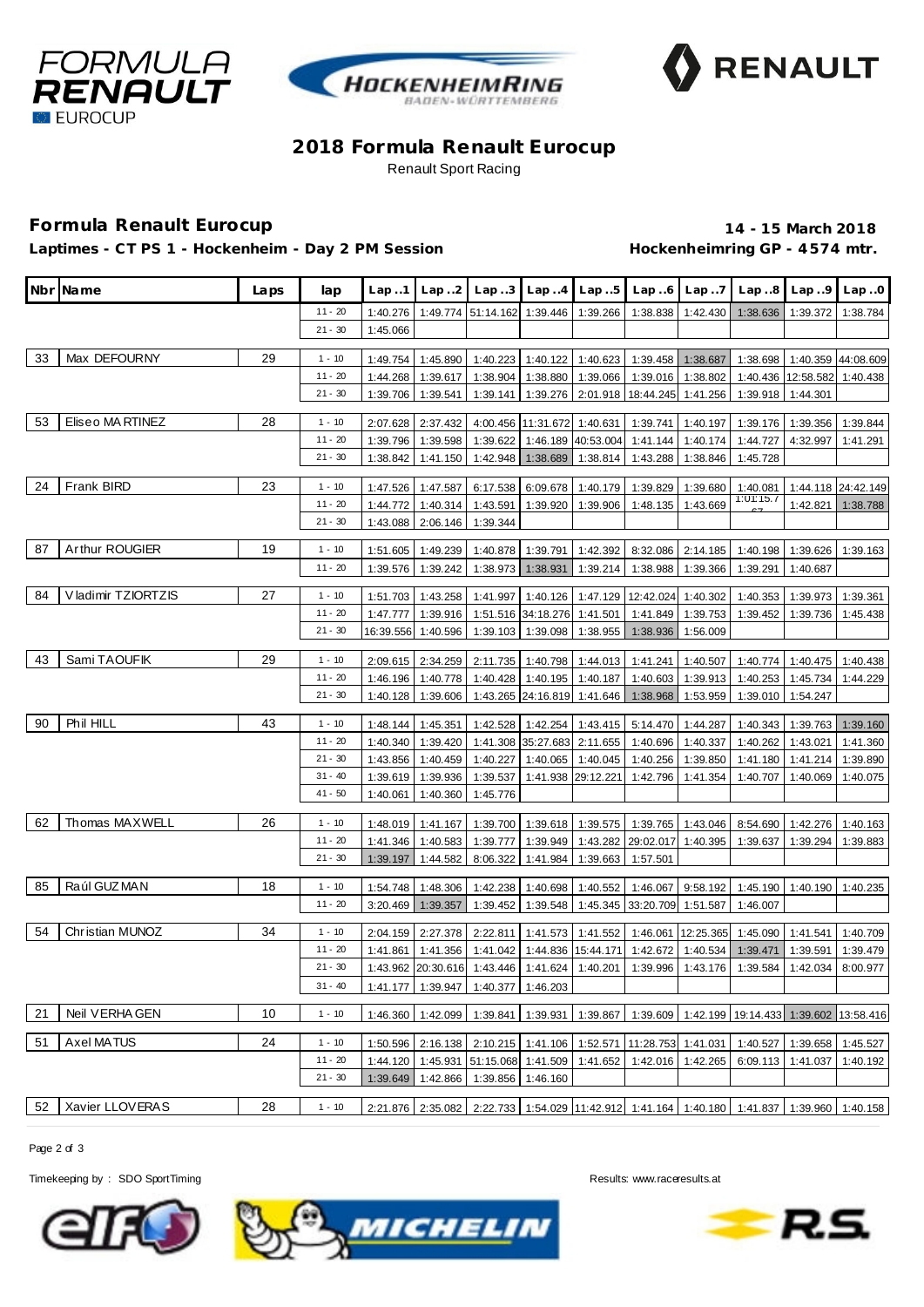## 2018 Formula Renault Eurocup

Renault Sport Racing

### Formula Renault Eurocup

**14 - 15 March 2018**

**Laptimes - CT PS 1 - Hockenheim - Day 2 PM Session**

**Hockenheimring GP - 4574 mtr.**

| Nbr | Name | Laps | lap | Lap..1 | Lap..2 | Lap..3 | Lap..4 | Lap..5 | Lap..6 | Lap..7 | Lap..8 | Lap..9 | Lap..0 |
|---|---|---|---|---|---|---|---|---|---|---|---|---|---|
| | | | 11 - 20 | 1:40.276 | 1:49.774 | 51:14.162 | 1:39.446 | 1:39.266 | 1:38.838 | 1:42.430 | 1:38.636 | 1:39.372 | 1:38.784 |
| | | | 21 - 30 | 1:45.066 | | | | | | | | | |
| 33 | Max DEFOURNY | 29 | 1 - 10 | 1:49.754 | 1:45.890 | 1:40.223 | 1:40.122 | 1:40.623 | 1:39.458 | 1:38.687 | 1:38.698 | 1:40.359 | 44:08.609 |
| | | | 11 - 20 | 1:44.268 | 1:39.617 | 1:38.904 | 1:38.880 | 1:39.066 | 1:39.016 | 1:38.802 | 1:40.436 | 12:58.582 | 1:40.438 |
| | | | 21 - 30 | 1:39.706 | 1:39.541 | 1:39.141 | 1:39.276 | 2:01.918 | 18:44.245 | 1:41.256 | 1:39.918 | 1:44.301 | |
| 53 | Eliseo MARTINEZ | 28 | 1 - 10 | 2:07.628 | 2:37.432 | 4:00.456 | 11:31.672 | 1:40.631 | 1:39.741 | 1:40.197 | 1:39.176 | 1:39.356 | 1:39.844 |
| | | | 11 - 20 | 1:39.796 | 1:39.598 | 1:39.622 | 1:46.189 | 40:53.004 | 1:41.144 | 1:40.174 | 1:44.727 | 4:32.997 | 1:41.291 |
| | | | 21 - 30 | 1:38.842 | 1:41.150 | 1:42.948 | 1:38.689 | 1:38.814 | 1:43.288 | 1:38.846 | 1:45.728 | | |
| 24 | Frank BIRD | 23 | 1 - 10 | 1:47.526 | 1:47.587 | 6:17.538 | 6:09.678 | 1:40.179 | 1:39.829 | 1:39.680 | 1:40.081 | 1:44.118 | 24:42.149 |
| | | | 11 - 20 | 1:44.772 | 1:40.314 | 1:43.591 | 1:39.920 | 1:39.906 | 1:48.135 | 1:43.669 | 1:01:15.767 | 1:42.821 | 1:38.788 |
| | | | 21 - 30 | 1:43.088 | 2:06.146 | 1:39.344 | | | | | | | |
| 87 | Arthur ROUGIER | 19 | 1 - 10 | 1:51.605 | 1:49.239 | 1:40.878 | 1:39.791 | 1:42.392 | 8:32.086 | 2:14.185 | 1:40.198 | 1:39.626 | 1:39.163 |
| | | | 11 - 20 | 1:39.576 | 1:39.242 | 1:38.973 | 1:38.931 | 1:39.214 | 1:38.988 | 1:39.366 | 1:39.291 | 1:40.687 | |
| 84 | Vladimir TZIORTZIS | 27 | 1 - 10 | 1:51.703 | 1:43.258 | 1:41.997 | 1:40.126 | 1:47.129 | 12:42.024 | 1:40.302 | 1:40.353 | 1:39.973 | 1:39.361 |
| | | | 11 - 20 | 1:47.777 | 1:39.916 | 1:51.516 | 34:18.276 | 1:41.501 | 1:41.849 | 1:39.753 | 1:39.452 | 1:39.736 | 1:45.438 |
| | | | 21 - 30 | 16:39.556 | 1:40.596 | 1:39.103 | 1:39.098 | 1:38.955 | 1:38.936 | 1:56.009 | | | |
| 43 | Sami TAOUFIK | 29 | 1 - 10 | 2:09.615 | 2:34.259 | 2:11.735 | 1:40.798 | 1:44.013 | 1:41.241 | 1:40.507 | 1:40.774 | 1:40.475 | 1:40.438 |
| | | | 11 - 20 | 1:46.196 | 1:40.778 | 1:40.428 | 1:40.195 | 1:40.187 | 1:40.603 | 1:39.913 | 1:40.253 | 1:45.734 | 1:44.229 |
| | | | 21 - 30 | 1:40.128 | 1:39.606 | 1:43.265 | 24:16.819 | 1:41.646 | 1:38.968 | 1:53.959 | 1:39.010 | 1:54.247 | |
| 90 | Phil HILL | 43 | 1 - 10 | 1:48.144 | 1:45.351 | 1:42.528 | 1:42.254 | 1:43.415 | 5:14.470 | 1:44.287 | 1:40.343 | 1:39.763 | 1:39.160 |
| | | | 11 - 20 | 1:40.340 | 1:39.420 | 1:41.308 | 35:27.683 | 2:11.655 | 1:40.696 | 1:40.337 | 1:40.262 | 1:43.021 | 1:41.360 |
| | | | 21 - 30 | 1:43.856 | 1:40.459 | 1:40.227 | 1:40.065 | 1:40.045 | 1:40.256 | 1:39.850 | 1:41.180 | 1:41.214 | 1:39.890 |
| | | | 31 - 40 | 1:39.619 | 1:39.936 | 1:39.537 | 1:41.938 | 29:12.221 | 1:42.796 | 1:41.354 | 1:40.707 | 1:40.069 | 1:40.075 |
| | | | 41 - 50 | 1:40.061 | 1:40.360 | 1:45.776 | | | | | | | |
| 62 | Thomas MAXWELL | 26 | 1 - 10 | 1:48.019 | 1:41.167 | 1:39.700 | 1:39.618 | 1:39.575 | 1:39.765 | 1:43.046 | 8:54.690 | 1:42.276 | 1:40.163 |
| | | | 11 - 20 | 1:41.346 | 1:40.583 | 1:39.777 | 1:39.949 | 1:43.282 | 29:02.017 | 1:40.395 | 1:39.637 | 1:39.294 | 1:39.883 |
| | | | 21 - 30 | 1:39.197 | 1:44.582 | 8:06.322 | 1:41.984 | 1:39.663 | 1:57.501 | | | | |
| 85 | Raúl GUZMAN | 18 | 1 - 10 | 1:54.748 | 1:48.306 | 1:42.238 | 1:40.698 | 1:40.552 | 1:46.067 | 9:58.192 | 1:45.190 | 1:40.190 | 1:40.235 |
| | | | 11 - 20 | 3:20.469 | 1:39.357 | 1:39.452 | 1:39.548 | 1:45.345 | 33:20.709 | 1:51.587 | 1:46.007 | | |
| 54 | Christian MUNOZ | 34 | 1 - 10 | 2:04.159 | 2:27.378 | 2:22.811 | 1:41.573 | 1:41.552 | 1:46.061 | 12:25.365 | 1:45.090 | 1:41.541 | 1:40.709 |
| | | | 11 - 20 | 1:41.861 | 1:41.356 | 1:41.042 | 1:44.836 | 15:44.171 | 1:42.672 | 1:40.534 | 1:39.471 | 1:39.591 | 1:39.479 |
| | | | 21 - 30 | 1:43.962 | 20:30.616 | 1:43.446 | 1:41.624 | 1:40.201 | 1:39.996 | 1:43.176 | 1:39.584 | 1:42.034 | 8:00.977 |
| | | | 31 - 40 | 1:41.177 | 1:39.947 | 1:40.377 | 1:46.203 | | | | | | |
| 21 | Neil VERHAGEN | 10 | 1 - 10 | 1:46.360 | 1:42.099 | 1:39.841 | 1:39.931 | 1:39.867 | 1:39.609 | 1:42.199 | 19:14.433 | 1:39.602 | 13:58.416 |
| 51 | Axel MATUS | 24 | 1 - 10 | 1:50.596 | 2:16.138 | 2:10.215 | 1:41.106 | 1:52.571 | 11:28.753 | 1:41.031 | 1:40.527 | 1:39.658 | 1:45.527 |
| | | | 11 - 20 | 1:44.120 | 1:45.931 | 51:15.068 | 1:41.509 | 1:41.652 | 1:42.016 | 1:42.265 | 6:09.113 | 1:41.037 | 1:40.192 |
| | | | 21 - 30 | 1:39.649 | 1:42.866 | 1:39.856 | 1:46.160 | | | | | | |
| 52 | Xavier LLOVERAS | 28 | 1 - 10 | 2:21.876 | 2:35.082 | 2:22.733 | 1:54.029 | 11:42.912 | 1:41.164 | 1:40.180 | 1:41.837 | 1:39.960 | 1:40.158 |

Timekeeping by : SDO SportTiming

Results: www.raceresults.at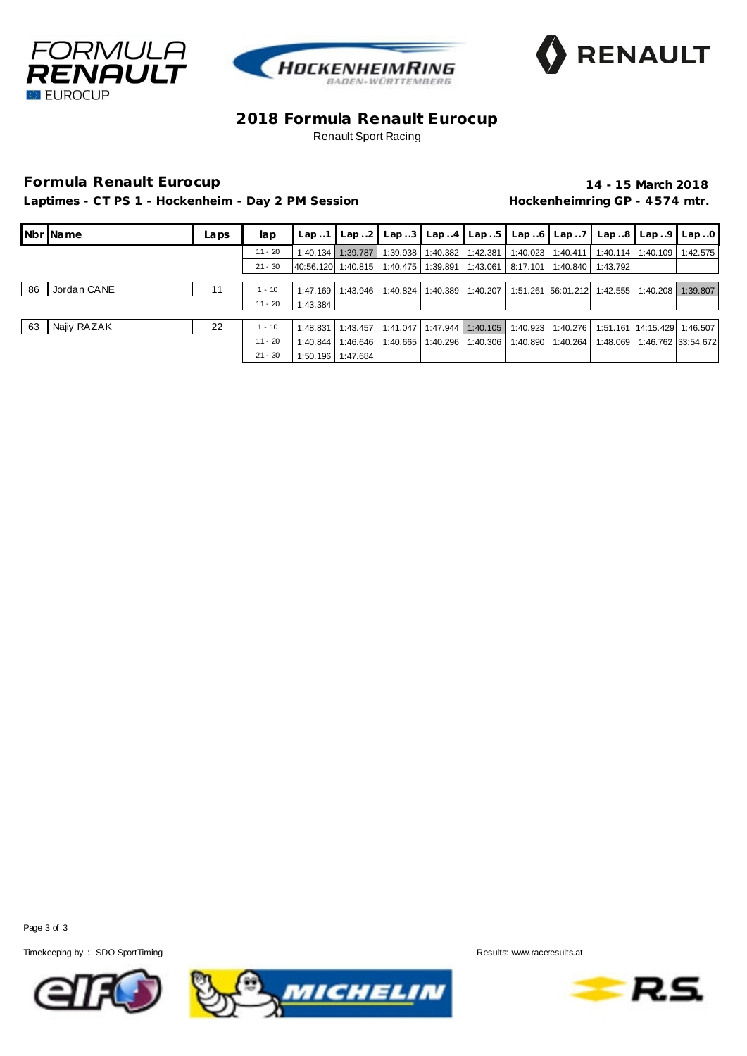## 2018 Formula Renault Eurocup

Renault Sport Racing

### Formula Renault Eurocup

**14 - 15 March 2018**

**Laptimes - CT PS 1 - Hockenheim - Day 2 PM Session**

**Hockenheimring GP - 4574 mtr.**

| Nbr | Name | Laps | lap | Lap ..1 | Lap ..2 | Lap ..3 | Lap ..4 | Lap ..5 | Lap ..6 | Lap ..7 | Lap ..8 | Lap ..9 | Lap ..0 |
|---|---|---|---|---|---|---|---|---|---|---|---|---|---|
| | | | 11 - 20 | 1:40.134 | 1:39.787 | 1:39.938 | 1:40.382 | 1:42.381 | 1:40.023 | 1:40.411 | 1:40.114 | 1:40.109 | 1:42.575 |
| | | | 21 - 30 | 40:56.120 | 1:40.815 | 1:40.475 | 1:39.891 | 1:43.061 | 8:17.101 | 1:40.840 | 1:43.792 | | |
| 86 | Jordan CANE | 11 | 1 - 10 | 1:47.169 | 1:43.946 | 1:40.824 | 1:40.389 | 1:40.207 | 1:51.261 | 56:01.212 | 1:42.555 | 1:40.208 | 1:39.807 |
| | | | 11 - 20 | 1:43.384 | | | | | | | | | |
| 63 | Najiy RAZAK | 22 | 1 - 10 | 1:48.831 | 1:43.457 | 1:41.047 | 1:47.944 | 1:40.105 | 1:40.923 | 1:40.276 | 1:51.161 | 14:15.429 | 1:46.507 |
| | | | 11 - 20 | 1:40.844 | 1:46.646 | 1:40.665 | 1:40.296 | 1:40.306 | 1:40.890 | 1:40.264 | 1:48.069 | 1:46.762 | 33:54.672 |
| | | | 21 - 30 | 1:50.196 | 1:47.684 | | | | | | | | |

Timekeeping by : SDO SportTiming

Results: www.raceresults.at